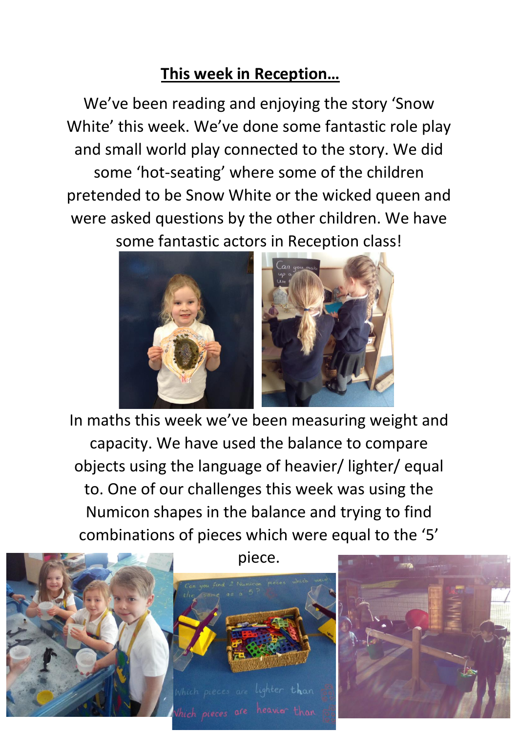## This week in Reception…

We've been reading and enjoying the story 'Snow White' this week. We've done some fantastic role play and small world play connected to the story. We did some 'hot-seating' where some of the children pretended to be Snow White or the wicked queen and were asked questions by the other children. We have some fantastic actors in Reception class!

In maths this week we've been measuring weight and capacity. We have used the balance to compare objects using the language of heavier/ lighter/ equal to. One of our challenges this week was using the Numicon shapes in the balance and trying to find combinations of pieces which were equal to the '5' piece.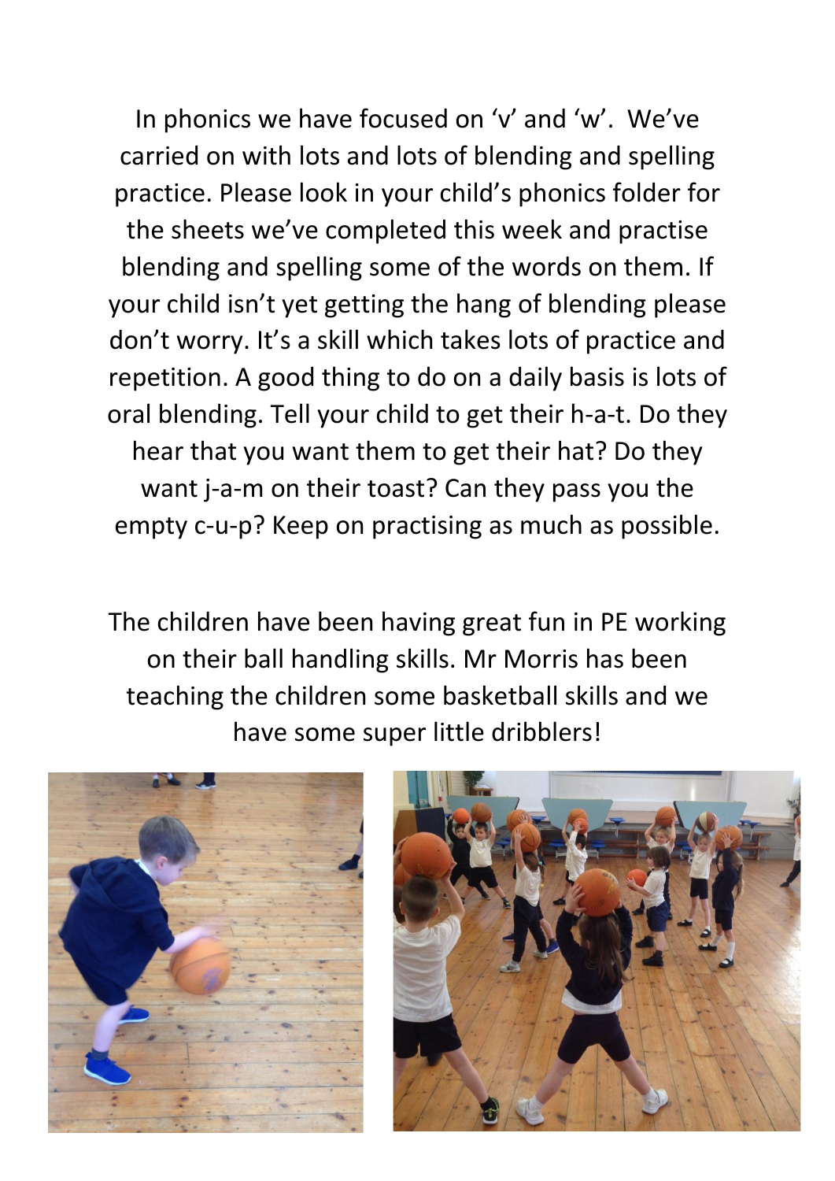In phonics we have focused on 'v' and 'w'. We've carried on with lots and lots of blending and spelling practice. Please look in your child's phonics folder for the sheets we've completed this week and practise blending and spelling some of the words on them. If your child isn't yet getting the hang of blending please don't worry. It's a skill which takes lots of practice and repetition. A good thing to do on a daily basis is lots of oral blending. Tell your child to get their h-a-t. Do they hear that you want them to get their hat? Do they want j-a-m on their toast? Can they pass you the empty c-u-p? Keep on practising as much as possible.

The children have been having great fun in PE working on their ball handling skills. Mr Morris has been teaching the children some basketball skills and we have some super little dribblers!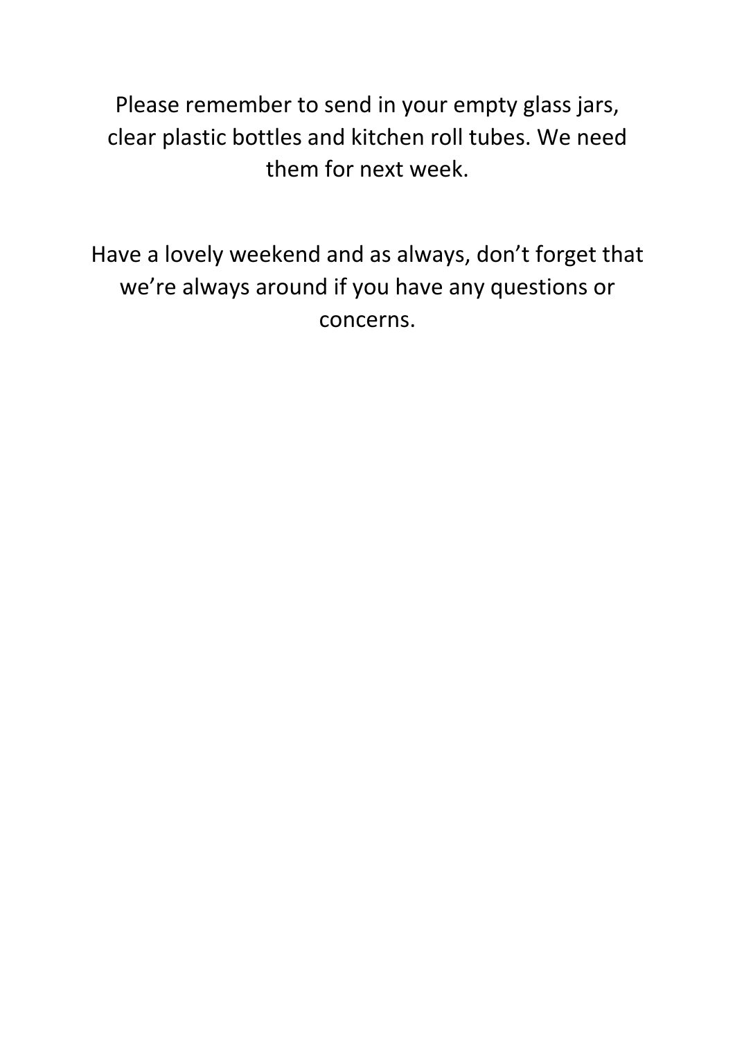Please remember to send in your empty glass jars, clear plastic bottles and kitchen roll tubes. We need them for next week.

Have a lovely weekend and as always, don't forget that we're always around if you have any questions or concerns.